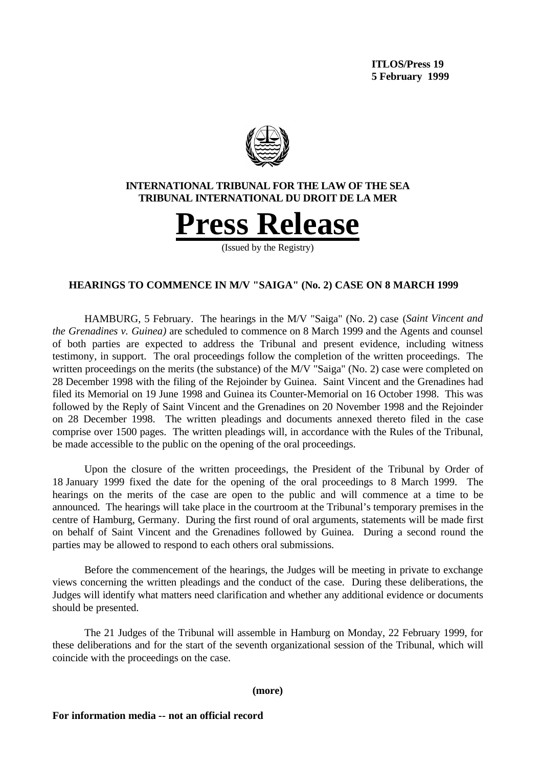**ITLOS/Press 19**
**5 February 1999**

**INTERNATIONAL TRIBUNAL FOR THE LAW OF THE SEA**
**TRIBUNAL INTERNATIONAL DU DROIT DE LA MER**

# Press Release

(Issued by the Registry)

## HEARINGS TO COMMENCE IN M/V "SAIGA" (No. 2) CASE ON 8 MARCH 1999

HAMBURG, 5 February. The hearings in the M/V "Saiga" (No. 2) case (*Saint Vincent and the Grenadines v. Guinea)* are scheduled to commence on 8 March 1999 and the Agents and counsel of both parties are expected to address the Tribunal and present evidence, including witness testimony, in support. The oral proceedings follow the completion of the written proceedings. The written proceedings on the merits (the substance) of the M/V "Saiga" (No. 2) case were completed on 28 December 1998 with the filing of the Rejoinder by Guinea. Saint Vincent and the Grenadines had filed its Memorial on 19 June 1998 and Guinea its Counter-Memorial on 16 October 1998. This was followed by the Reply of Saint Vincent and the Grenadines on 20 November 1998 and the Rejoinder on 28 December 1998. The written pleadings and documents annexed thereto filed in the case comprise over 1500 pages. The written pleadings will, in accordance with the Rules of the Tribunal, be made accessible to the public on the opening of the oral proceedings.

Upon the closure of the written proceedings, the President of the Tribunal by Order of 18 January 1999 fixed the date for the opening of the oral proceedings to 8 March 1999. The hearings on the merits of the case are open to the public and will commence at a time to be announced. The hearings will take place in the courtroom at the Tribunal's temporary premises in the centre of Hamburg, Germany. During the first round of oral arguments, statements will be made first on behalf of Saint Vincent and the Grenadines followed by Guinea. During a second round the parties may be allowed to respond to each others oral submissions.

Before the commencement of the hearings, the Judges will be meeting in private to exchange views concerning the written pleadings and the conduct of the case. During these deliberations, the Judges will identify what matters need clarification and whether any additional evidence or documents should be presented.

The 21 Judges of the Tribunal will assemble in Hamburg on Monday, 22 February 1999, for these deliberations and for the start of the seventh organizational session of the Tribunal, which will coincide with the proceedings on the case.

**(more)**

**For information media -- not an official record**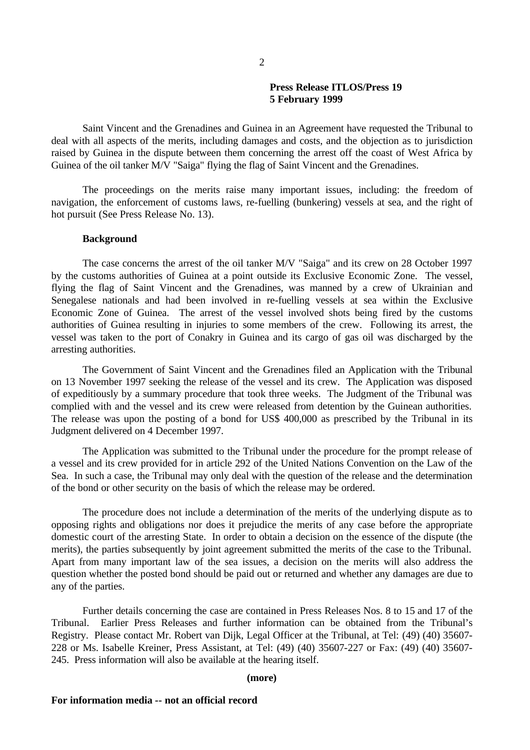**Press Release ITLOS/Press 19**
**5 February 1999**

Saint Vincent and the Grenadines and Guinea in an Agreement have requested the Tribunal to deal with all aspects of the merits, including damages and costs, and the objection as to jurisdiction raised by Guinea in the dispute between them concerning the arrest off the coast of West Africa by Guinea of the oil tanker M/V "Saiga" flying the flag of Saint Vincent and the Grenadines.

The proceedings on the merits raise many important issues, including: the freedom of navigation, the enforcement of customs laws, re-fuelling (bunkering) vessels at sea, and the right of hot pursuit (See Press Release No. 13).

**Background**

The case concerns the arrest of the oil tanker M/V "Saiga" and its crew on 28 October 1997 by the customs authorities of Guinea at a point outside its Exclusive Economic Zone. The vessel, flying the flag of Saint Vincent and the Grenadines, was manned by a crew of Ukrainian and Senegalese nationals and had been involved in re-fuelling vessels at sea within the Exclusive Economic Zone of Guinea. The arrest of the vessel involved shots being fired by the customs authorities of Guinea resulting in injuries to some members of the crew. Following its arrest, the vessel was taken to the port of Conakry in Guinea and its cargo of gas oil was discharged by the arresting authorities.

The Government of Saint Vincent and the Grenadines filed an Application with the Tribunal on 13 November 1997 seeking the release of the vessel and its crew. The Application was disposed of expeditiously by a summary procedure that took three weeks. The Judgment of the Tribunal was complied with and the vessel and its crew were released from detention by the Guinean authorities. The release was upon the posting of a bond for US$ 400,000 as prescribed by the Tribunal in its Judgment delivered on 4 December 1997.

The Application was submitted to the Tribunal under the procedure for the prompt release of a vessel and its crew provided for in article 292 of the United Nations Convention on the Law of the Sea. In such a case, the Tribunal may only deal with the question of the release and the determination of the bond or other security on the basis of which the release may be ordered.

The procedure does not include a determination of the merits of the underlying dispute as to opposing rights and obligations nor does it prejudice the merits of any case before the appropriate domestic court of the arresting State. In order to obtain a decision on the essence of the dispute (the merits), the parties subsequently by joint agreement submitted the merits of the case to the Tribunal. Apart from many important law of the sea issues, a decision on the merits will also address the question whether the posted bond should be paid out or returned and whether any damages are due to any of the parties.

Further details concerning the case are contained in Press Releases Nos. 8 to 15 and 17 of the Tribunal. Earlier Press Releases and further information can be obtained from the Tribunal's Registry. Please contact Mr. Robert van Dijk, Legal Officer at the Tribunal, at Tel: (49) (40) 35607-228 or Ms. Isabelle Kreiner, Press Assistant, at Tel: (49) (40) 35607-227 or Fax: (49) (40) 35607-245. Press information will also be available at the hearing itself.

**(more)**

**For information media -- not an official record**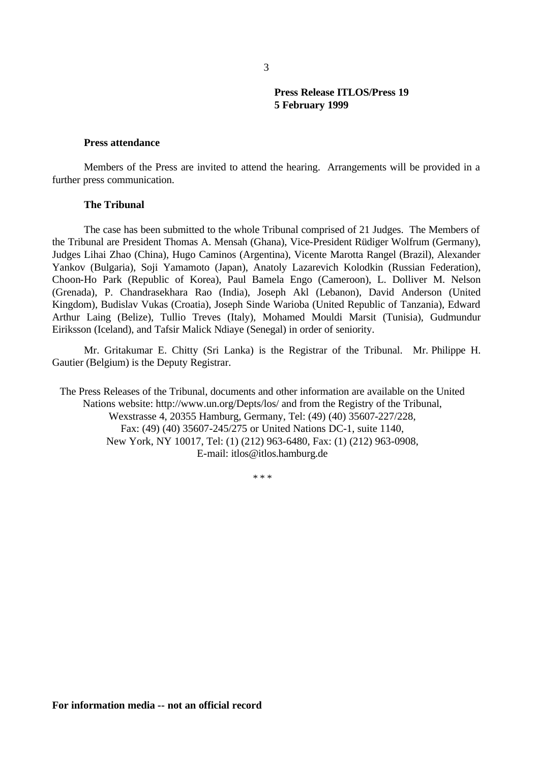**Press Release ITLOS/Press 19**
**5 February 1999**

**Press attendance**

Members of the Press are invited to attend the hearing. Arrangements will be provided in a further press communication.

**The Tribunal**

The case has been submitted to the whole Tribunal comprised of 21 Judges. The Members of the Tribunal are President Thomas A. Mensah (Ghana), Vice-President Rüdiger Wolfrum (Germany), Judges Lihai Zhao (China), Hugo Caminos (Argentina), Vicente Marotta Rangel (Brazil), Alexander Yankov (Bulgaria), Soji Yamamoto (Japan), Anatoly Lazarevich Kolodkin (Russian Federation), Choon-Ho Park (Republic of Korea), Paul Bamela Engo (Cameroon), L. Dolliver M. Nelson (Grenada), P. Chandrasekhara Rao (India), Joseph Akl (Lebanon), David Anderson (United Kingdom), Budislav Vukas (Croatia), Joseph Sinde Warioba (United Republic of Tanzania), Edward Arthur Laing (Belize), Tullio Treves (Italy), Mohamed Mouldi Marsit (Tunisia), Gudmundur Eiriksson (Iceland), and Tafsir Malick Ndiaye (Senegal) in order of seniority.

Mr. Gritakumar E. Chitty (Sri Lanka) is the Registrar of the Tribunal. Mr. Philippe H. Gautier (Belgium) is the Deputy Registrar.

The Press Releases of the Tribunal, documents and other information are available on the United Nations website: http://www.un.org/Depts/los/ and from the Registry of the Tribunal, Wexstrasse 4, 20355 Hamburg, Germany, Tel: (49) (40) 35607-227/228, Fax: (49) (40) 35607-245/275 or United Nations DC-1, suite 1140, New York, NY 10017, Tel: (1) (212) 963-6480, Fax: (1) (212) 963-0908, E-mail: itlos@itlos.hamburg.de

* * *

**For information media -- not an official record**